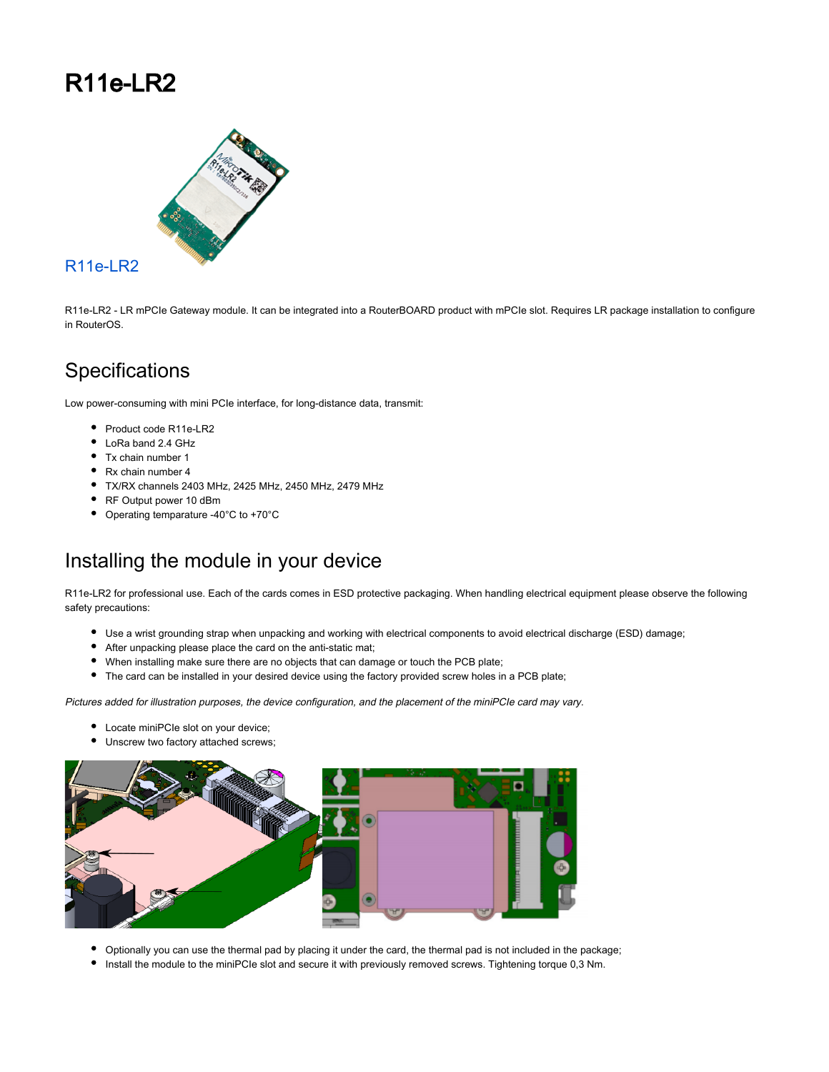# R11e-LR2

R11e-LR2

R11e-LR2 - LR mPCIe Gateway module. It can be integrated into a RouterBOARD product with mPCIe slot. Requires LR package installation to configure in RouterOS.

## Specifications

Low power-consuming with mini PCIe interface, for long-distance data, transmit:

- Product code R11e-LR2
- LoRa band 2.4 GHz
- Tx chain number 1
- Rx chain number 4
- TX/RX channels 2403 MHz, 2425 MHz, 2450 MHz, 2479 MHz
- RF Output power 10 dBm
- Operating temparature -40°C to +70°C

## Installing the module in your device

R11e-LR2 for professional use. Each of the cards comes in ESD protective packaging. When handling electrical equipment please observe the following safety precautions:

- Use a wrist grounding strap when unpacking and working with electrical components to avoid electrical discharge (ESD) damage;
- After unpacking please place the card on the anti-static mat;
- When installing make sure there are no objects that can damage or touch the PCB plate;
- The card can be installed in your desired device using the factory provided screw holes in a PCB plate;

*Pictures added for illustration purposes, the device configuration, and the placement of the miniPCIe card may vary.*

- Locate miniPCIe slot on your device;
- Unscrew two factory attached screws;

- Optionally you can use the thermal pad by placing it under the card, the thermal pad is not included in the package;
- Install the module to the miniPCIe slot and secure it with previously removed screws. Tightening torque 0,3 Nm.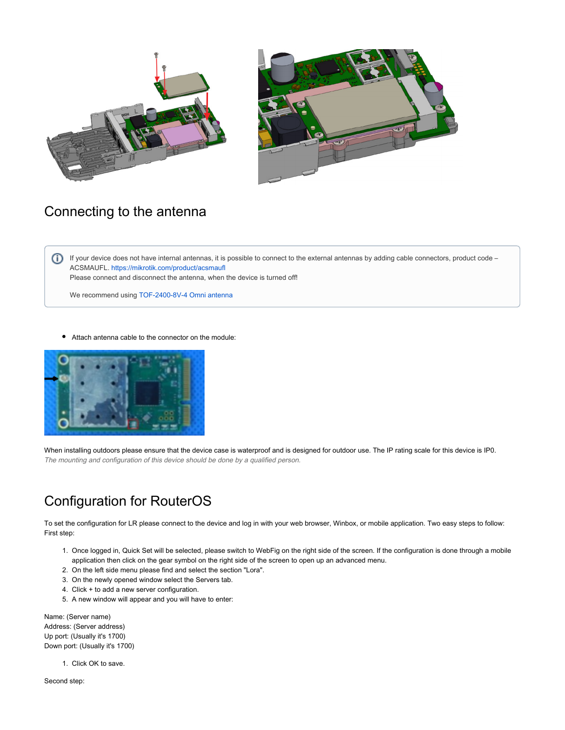## Connecting to the antenna

> If your device does not have internal antennas, it is possible to connect to the external antennas by adding cable connectors, product code – ACSMAUFL. https://mikrotik.com/product/acsmaufl
> Please connect and disconnect the antenna, when the device is turned off!
>
> We recommend using TOF-2400-8V-4 Omni antenna

- Attach antenna cable to the connector on the module:

When installing outdoors please ensure that the device case is waterproof and is designed for outdoor use. The IP rating scale for this device is IP0.
*The mounting and configuration of this device should be done by a qualified person.*

## Configuration for RouterOS

To set the configuration for LR please connect to the device and log in with your web browser, Winbox, or mobile application. Two easy steps to follow:
First step:

1. Once logged in, Quick Set will be selected, please switch to WebFig on the right side of the screen. If the configuration is done through a mobile application then click on the gear symbol on the right side of the screen to open up an advanced menu.
2. On the left side menu please find and select the section "Lora".
3. On the newly opened window select the Servers tab.
4. Click + to add a new server configuration.
5. A new window will appear and you will have to enter:

Name: (Server name)
Address: (Server address)
Up port: (Usually it's 1700)
Down port: (Usually it's 1700)

1. Click OK to save.

Second step: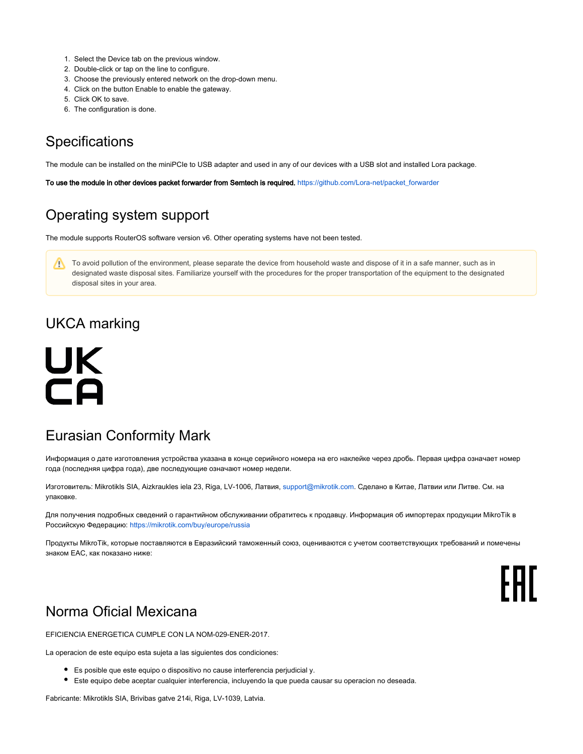1. Select the Device tab on the previous window.
2. Double-click or tap on the line to configure.
3. Choose the previously entered network on the drop-down menu.
4. Click on the button Enable to enable the gateway.
5. Click OK to save.
6. The configuration is done.

## Specifications

The module can be installed on the miniPCIe to USB adapter and used in any of our devices with a USB slot and installed Lora package.

**To use the module in other devices packet forwarder from Semtech is required.** https://github.com/Lora-net/packet_forwarder

## Operating system support

The module supports RouterOS software version v6. Other operating systems have not been tested.

> To avoid pollution of the environment, please separate the device from household waste and dispose of it in a safe manner, such as in designated waste disposal sites. Familiarize yourself with the procedures for the proper transportation of the equipment to the designated disposal sites in your area.

## UKCA marking

UK
CA

## Eurasian Conformity Mark

Информация о дате изготовления устройства указана в конце серийного номера на его наклейке через дробь. Первая цифра означает номер года (последняя цифра года), две последующие означают номер недели.

Изготовитель: Mikrotikls SIA, Aizkraukles iela 23, Riga, LV-1006, Латвия, support@mikrotik.com. Сделано в Китае, Латвии или Литве. См. на упаковке.

Для получения подробных сведений о гарантийном обслуживании обратитесь к продавцу. Информация об импортерах продукции MikroTik в Российскую Федерацию: https://mikrotik.com/buy/europe/russia

Продукты MikroTik, которые поставляются в Евразийский таможенный союз, оцениваются с учетом соответствующих требований и помечены знаком EAC, как показано ниже:

EAC

## Norma Oficial Mexicana

EFICIENCIA ENERGETICA CUMPLE CON LA NOM-029-ENER-2017.

La operacion de este equipo esta sujeta a las siguientes dos condiciones:

- Es posible que este equipo o dispositivo no cause interferencia perjudicial y.
- Este equipo debe aceptar cualquier interferencia, incluyendo la que pueda causar su operacion no deseada.

Fabricante: Mikrotikls SIA, Brivibas gatve 214i, Riga, LV-1039, Latvia.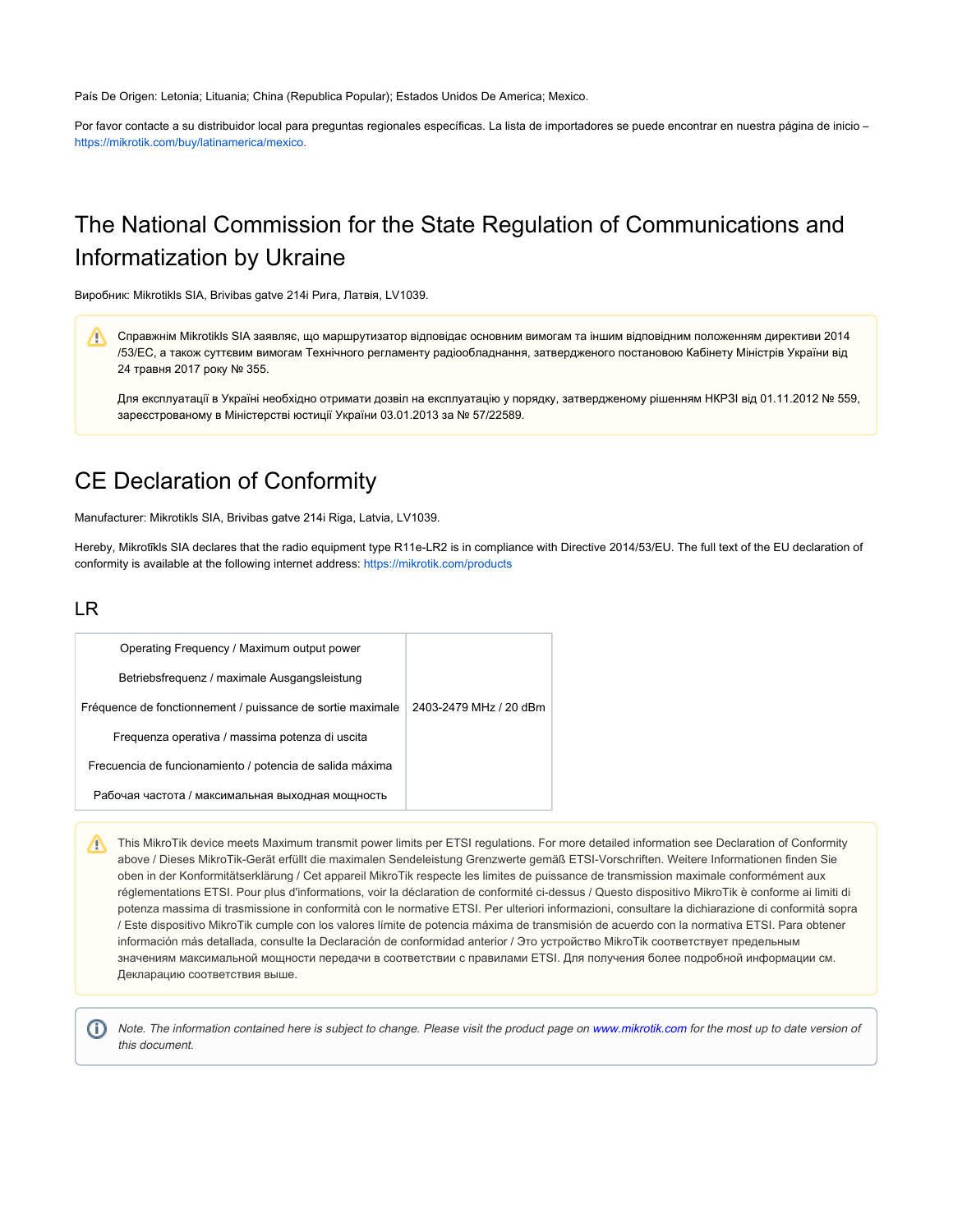País De Origen: Letonia; Lituania; China (Republica Popular); Estados Unidos De America; Mexico.

Por favor contacte a su distribuidor local para preguntas regionales específicas. La lista de importadores se puede encontrar en nuestra página de inicio – https://mikrotik.com/buy/latinamerica/mexico.

# The National Commission for the State Regulation of Communications and Informatization by Ukraine

Виробник: Mikrotikls SIA, Brivibas gatve 214i Рига, Латвія, LV1039.

> Справжнім Mikrotikls SIA заявляє, що маршрутизатор відповідає основним вимогам та іншим відповідним положенням директиви 2014/53/EC, а також суттєвим вимогам Технічного регламенту радіообладнання, затвердженого постановою Кабінету Міністрів України від 24 травня 2017 року № 355.
>
> Для експлуатації в Україні необхідно отримати дозвіл на експлуатацію у порядку, затвердженому рішенням НКРЗІ від 01.11.2012 № 559, зареєстрованому в Міністерстві юстиції України 03.01.2013 за № 57/22589.

# CE Declaration of Conformity

Manufacturer: Mikrotikls SIA, Brivibas gatve 214i Riga, Latvia, LV1039.

Hereby, Mikrotīkls SIA declares that the radio equipment type R11e-LR2 is in compliance with Directive 2014/53/EU. The full text of the EU declaration of conformity is available at the following internet address: https://mikrotik.com/products

## LR

| | |
|---|---|
| Operating Frequency / Maximum output power<br>Betriebsfrequenz / maximale Ausgangsleistung<br>Fréquence de fonctionnement / puissance de sortie maximale<br>Frequenza operativa / massima potenza di uscita<br>Frecuencia de funcionamiento / potencia de salida máxima<br>Рабочая частота / максимальная выходная мощность | 2403-2479 MHz / 20 dBm |

> This MikroTik device meets Maximum transmit power limits per ETSI regulations. For more detailed information see Declaration of Conformity above / Dieses MikroTik-Gerät erfüllt die maximalen Sendeleistung Grenzwerte gemäß ETSI-Vorschriften. Weitere Informationen finden Sie oben in der Konformitätserklärung / Cet appareil MikroTik respecte les limites de puissance de transmission maximale conformément aux réglementations ETSI. Pour plus d'informations, voir la déclaration de conformité ci-dessus / Questo dispositivo MikroTik è conforme ai limiti di potenza massima di trasmissione in conformità con le normative ETSI. Per ulteriori informazioni, consultare la dichiarazione di conformità sopra / Este dispositivo MikroTik cumple con los valores límite de potencia máxima de transmisión de acuerdo con la normativa ETSI. Para obtener información más detallada, consulte la Declaración de conformidad anterior / Это устройство MikroTik соответствует предельным значениям максимальной мощности передачи в соответствии с правилами ETSI. Для получения более подробной информации см. Декларацию соответствия выше.

> *Note. The information contained here is subject to change. Please visit the product page on www.mikrotik.com for the most up to date version of this document.*